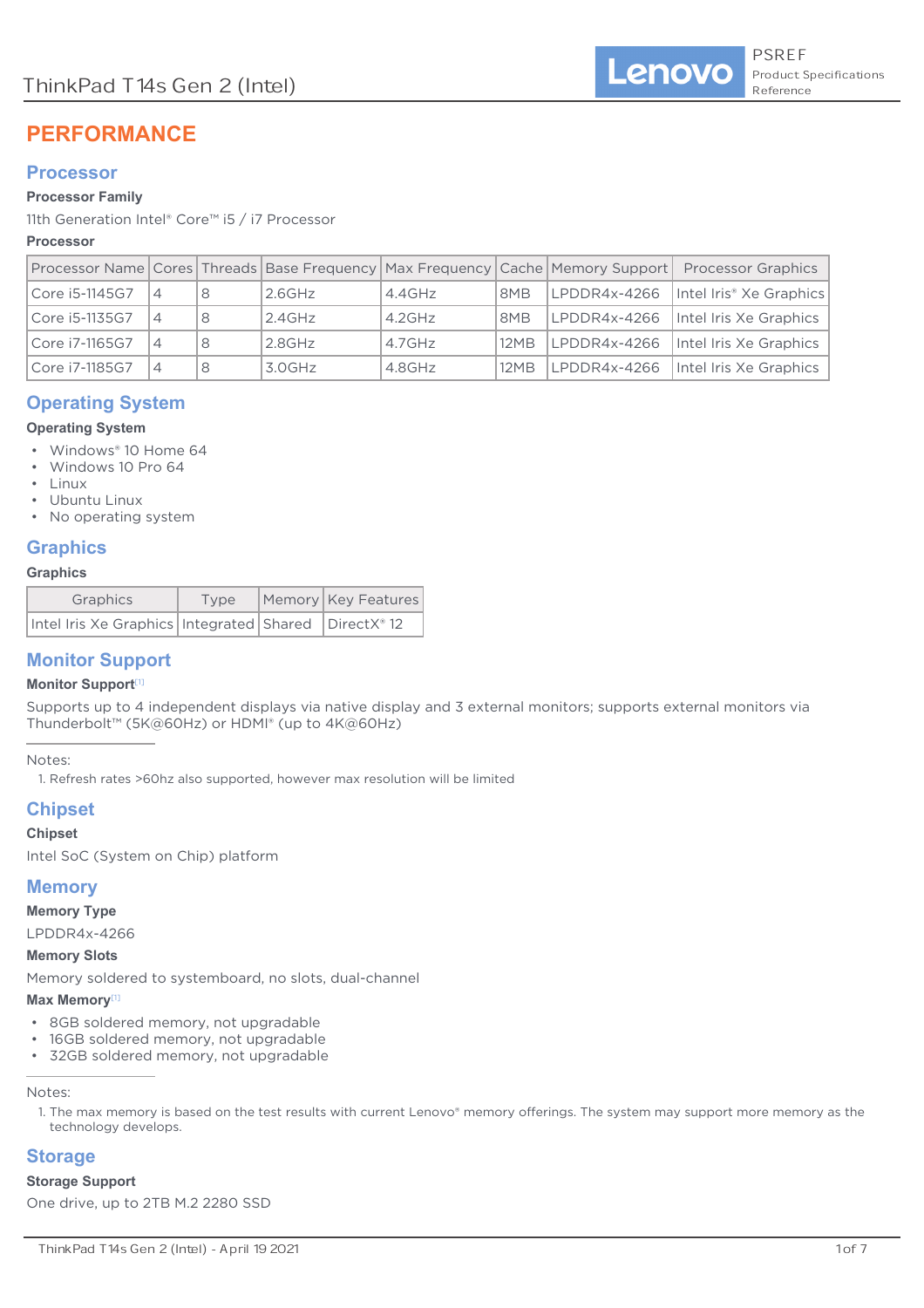# PERFORMANCE

## Processor

### Processor Family

11th Generation Intel® Core™ i5 / i7 Processor

### Processor

| Processor Name | Cores | Threads | Base Frequency | Max Frequency | Cache | Memory Support | Processor Graphics |
|---|---|---|---|---|---|---|---|
| Core i5-1145G7 | 4 | 8 | 2.6GHz | 4.4GHz | 8MB | LPDDR4x-4266 | Intel Iris® Xe Graphics |
| Core i5-1135G7 | 4 | 8 | 2.4GHz | 4.2GHz | 8MB | LPDDR4x-4266 | Intel Iris Xe Graphics |
| Core i7-1165G7 | 4 | 8 | 2.8GHz | 4.7GHz | 12MB | LPDDR4x-4266 | Intel Iris Xe Graphics |
| Core i7-1185G7 | 4 | 8 | 3.0GHz | 4.8GHz | 12MB | LPDDR4x-4266 | Intel Iris Xe Graphics |

## Operating System

### Operating System

- Windows® 10 Home 64
- Windows 10 Pro 64
- Linux
- Ubuntu Linux
- No operating system

## Graphics

### Graphics

| Graphics | Type | Memory | Key Features |
|---|---|---|---|
| Intel Iris Xe Graphics | Integrated | Shared | DirectX® 12 |

## Monitor Support

### Monitor Support[1]

Supports up to 4 independent displays via native display and 3 external monitors; supports external monitors via Thunderbolt™ (5K@60Hz) or HDMI® (up to 4K@60Hz)

Notes:

1. Refresh rates >60hz also supported, however max resolution will be limited

## Chipset

### Chipset

Intel SoC (System on Chip) platform

## Memory

### Memory Type

LPDDR4x-4266

### Memory Slots

Memory soldered to systemboard, no slots, dual-channel

### Max Memory[1]

- 8GB soldered memory, not upgradable
- 16GB soldered memory, not upgradable
- 32GB soldered memory, not upgradable

Notes:

1. The max memory is based on the test results with current Lenovo® memory offerings. The system may support more memory as the technology develops.

## Storage

### Storage Support

One drive, up to 2TB M.2 2280 SSD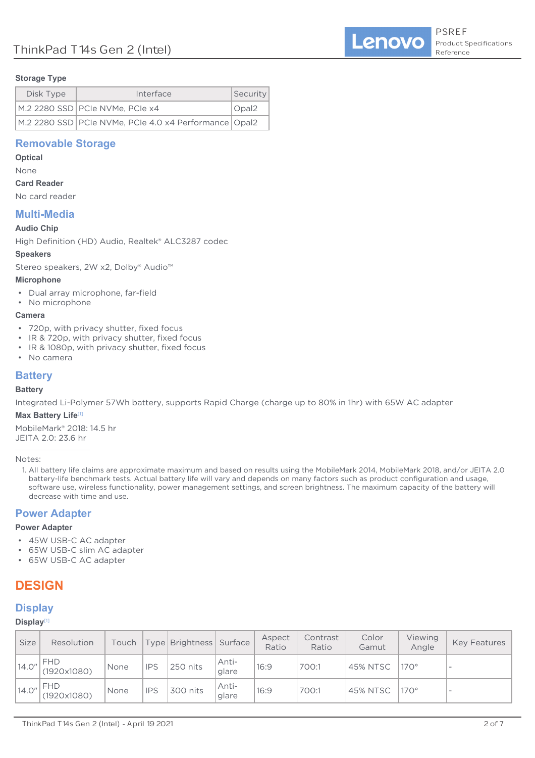**Storage Type**

| Disk Type | Interface | Security |
|---|---|---|
| M.2 2280 SSD | PCIe NVMe, PCIe x4 | Opal2 |
| M.2 2280 SSD | PCIe NVMe, PCIe 4.0 x4 Performance | Opal2 |

## Removable Storage

**Optical**

None

**Card Reader**

No card reader

## Multi-Media

**Audio Chip**

High Definition (HD) Audio, Realtek® ALC3287 codec

**Speakers**

Stereo speakers, 2W x2, Dolby® Audio™

**Microphone**

- Dual array microphone, far-field
- No microphone

**Camera**

- 720p, with privacy shutter, fixed focus
- IR & 720p, with privacy shutter, fixed focus
- IR & 1080p, with privacy shutter, fixed focus
- No camera

## Battery

**Battery**

Integrated Li-Polymer 57Wh battery, supports Rapid Charge (charge up to 80% in 1hr) with 65W AC adapter

**Max Battery Life**[1]

MobileMark® 2018: 14.5 hr
JEITA 2.0: 23.6 hr

Notes:

1. All battery life claims are approximate maximum and based on results using the MobileMark 2014, MobileMark 2018, and/or JEITA 2.0 battery-life benchmark tests. Actual battery life will vary and depends on many factors such as product configuration and usage, software use, wireless functionality, power management settings, and screen brightness. The maximum capacity of the battery will decrease with time and use.

## Power Adapter

**Power Adapter**

- 45W USB-C AC adapter
- 65W USB-C slim AC adapter
- 65W USB-C AC adapter

# DESIGN

## Display

**Display**[1]

| Size | Resolution | Touch | Type | Brightness | Surface | Aspect Ratio | Contrast Ratio | Color Gamut | Viewing Angle | Key Features |
|---|---|---|---|---|---|---|---|---|---|---|
| 14.0" | FHD (1920x1080) | None | IPS | 250 nits | Anti-glare | 16:9 | 700:1 | 45% NTSC | 170° | - |
| 14.0" | FHD (1920x1080) | None | IPS | 300 nits | Anti-glare | 16:9 | 700:1 | 45% NTSC | 170° | - |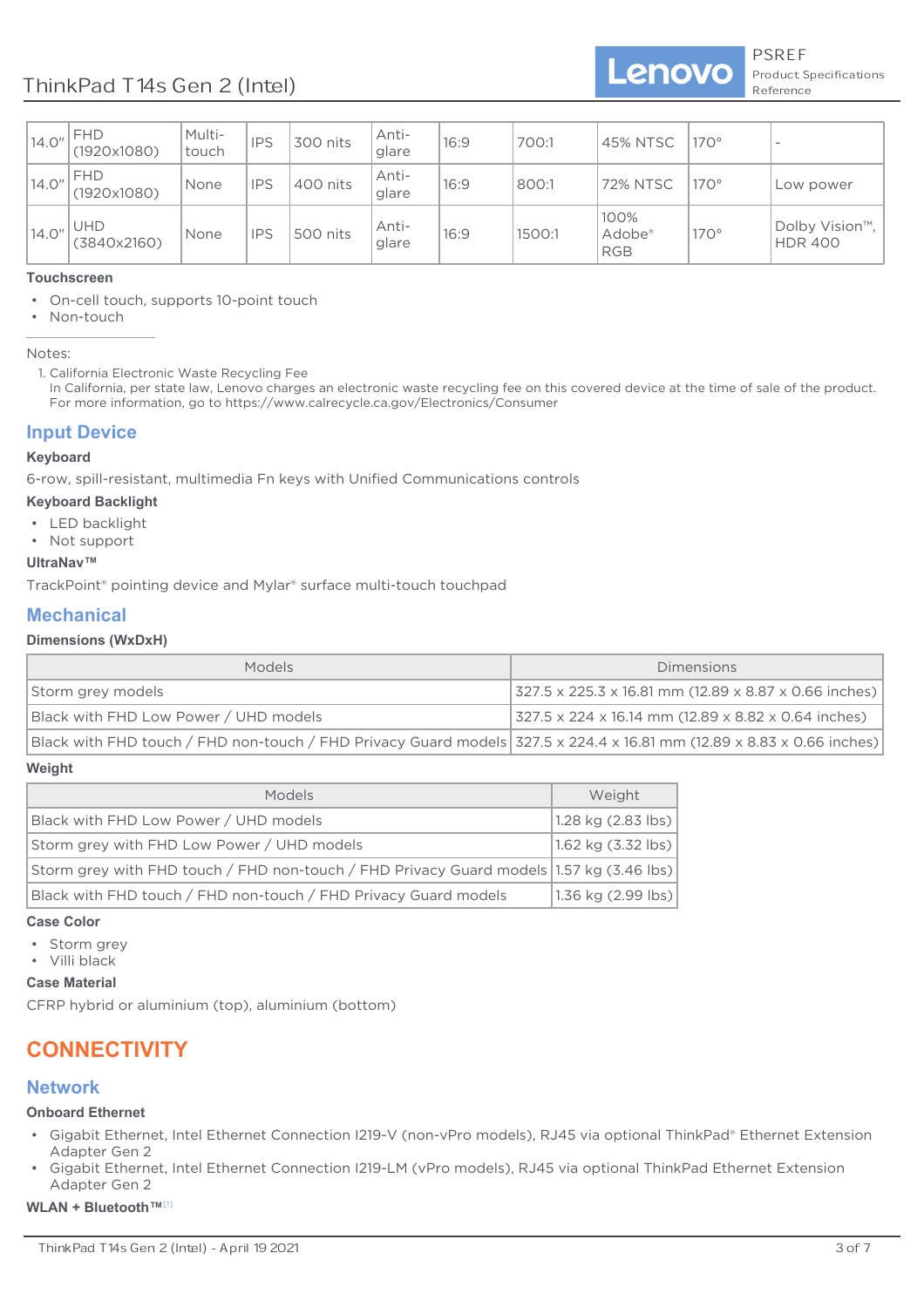| 14.0" | FHD (1920x1080) | Multi-touch | IPS | 300 nits | Anti-glare | 16:9 | 700:1 | 45% NTSC | 170° | - |
|---|---|---|---|---|---|---|---|---|---|---|
| 14.0" | FHD (1920x1080) | None | IPS | 400 nits | Anti-glare | 16:9 | 800:1 | 72% NTSC | 170° | Low power |
| 14.0" | UHD (3840x2160) | None | IPS | 500 nits | Anti-glare | 16:9 | 1500:1 | 100% Adobe® RGB | 170° | Dolby Vision™, HDR 400 |

**Touchscreen**

- On-cell touch, supports 10-point touch
- Non-touch

Notes:

1. California Electronic Waste Recycling Fee
   In California, per state law, Lenovo charges an electronic waste recycling fee on this covered device at the time of sale of the product. For more information, go to https://www.calrecycle.ca.gov/Electronics/Consumer

## Input Device

**Keyboard**

6-row, spill-resistant, multimedia Fn keys with Unified Communications controls

**Keyboard Backlight**

- LED backlight
- Not support

**UltraNav™**

TrackPoint® pointing device and Mylar® surface multi-touch touchpad

## Mechanical

**Dimensions (WxDxH)**

| Models | Dimensions |
|---|---|
| Storm grey models | 327.5 x 225.3 x 16.81 mm (12.89 x 8.87 x 0.66 inches) |
| Black with FHD Low Power / UHD models | 327.5 x 224 x 16.14 mm (12.89 x 8.82 x 0.64 inches) |
| Black with FHD touch / FHD non-touch / FHD Privacy Guard models | 327.5 x 224.4 x 16.81 mm (12.89 x 8.83 x 0.66 inches) |

**Weight**

| Models | Weight |
|---|---|
| Black with FHD Low Power / UHD models | 1.28 kg (2.83 lbs) |
| Storm grey with FHD Low Power / UHD models | 1.62 kg (3.32 lbs) |
| Storm grey with FHD touch / FHD non-touch / FHD Privacy Guard models | 1.57 kg (3.46 lbs) |
| Black with FHD touch / FHD non-touch / FHD Privacy Guard models | 1.36 kg (2.99 lbs) |

**Case Color**

- Storm grey
- Villi black

**Case Material**

CFRP hybrid or aluminium (top), aluminium (bottom)

# CONNECTIVITY

## Network

**Onboard Ethernet**

- Gigabit Ethernet, Intel Ethernet Connection I219-V (non-vPro models), RJ45 via optional ThinkPad® Ethernet Extension Adapter Gen 2
- Gigabit Ethernet, Intel Ethernet Connection I219-LM (vPro models), RJ45 via optional ThinkPad Ethernet Extension Adapter Gen 2

**WLAN + Bluetooth™**[1]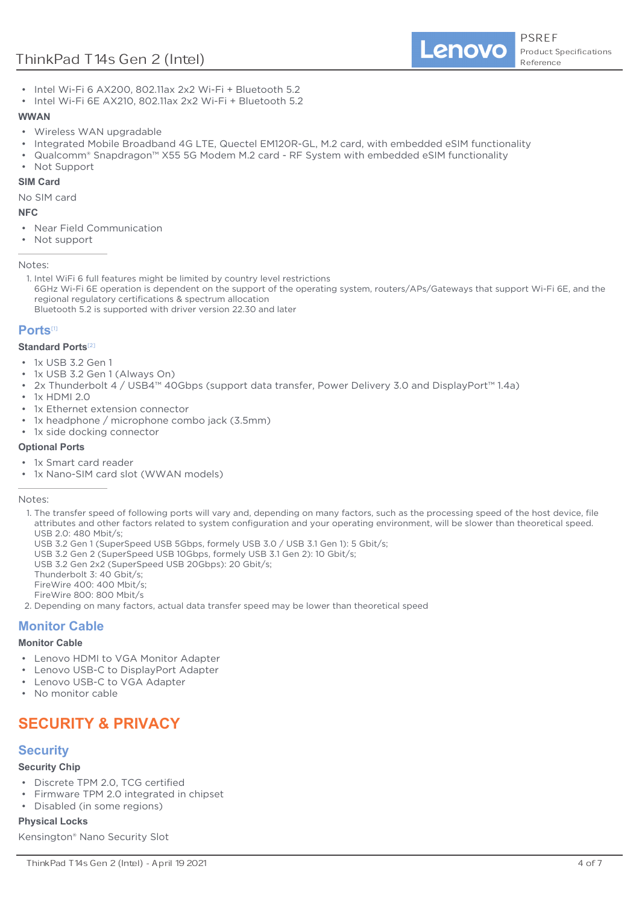- Intel Wi-Fi 6 AX200, 802.11ax 2x2 Wi-Fi + Bluetooth 5.2
- Intel Wi-Fi 6E AX210, 802.11ax 2x2 Wi-Fi + Bluetooth 5.2

**WWAN**

- Wireless WAN upgradable
- Integrated Mobile Broadband 4G LTE, Quectel EM120R-GL, M.2 card, with embedded eSIM functionality
- Qualcomm® Snapdragon™ X55 5G Modem M.2 card - RF System with embedded eSIM functionality
- Not Support

**SIM Card**

No SIM card

**NFC**

- Near Field Communication
- Not support

Notes:

1. Intel WiFi 6 full features might be limited by country level restrictions
   6GHz Wi-Fi 6E operation is dependent on the support of the operating system, routers/APs/Gateways that support Wi-Fi 6E, and the regional regulatory certifications & spectrum allocation
   Bluetooth 5.2 is supported with driver version 22.30 and later

## Ports[1]

**Standard Ports**[2]

- 1x USB 3.2 Gen 1
- 1x USB 3.2 Gen 1 (Always On)
- 2x Thunderbolt 4 / USB4™ 40Gbps (support data transfer, Power Delivery 3.0 and DisplayPort™ 1.4a)
- 1x HDMI 2.0
- 1x Ethernet extension connector
- 1x headphone / microphone combo jack (3.5mm)
- 1x side docking connector

**Optional Ports**

- 1x Smart card reader
- 1x Nano-SIM card slot (WWAN models)

Notes:

1. The transfer speed of following ports will vary and, depending on many factors, such as the processing speed of the host device, file attributes and other factors related to system configuration and your operating environment, will be slower than theoretical speed.
   USB 2.0: 480 Mbit/s;
   USB 3.2 Gen 1 (SuperSpeed USB 5Gbps, formely USB 3.0 / USB 3.1 Gen 1): 5 Gbit/s;
   USB 3.2 Gen 2 (SuperSpeed USB 10Gbps, formely USB 3.1 Gen 2): 10 Gbit/s;
   USB 3.2 Gen 2x2 (SuperSpeed USB 20Gbps): 20 Gbit/s;
   Thunderbolt 3: 40 Gbit/s;
   FireWire 400: 400 Mbit/s;
   FireWire 800: 800 Mbit/s
2. Depending on many factors, actual data transfer speed may be lower than theoretical speed

## Monitor Cable

**Monitor Cable**

- Lenovo HDMI to VGA Monitor Adapter
- Lenovo USB-C to DisplayPort Adapter
- Lenovo USB-C to VGA Adapter
- No monitor cable

# SECURITY & PRIVACY

## Security

**Security Chip**

- Discrete TPM 2.0, TCG certified
- Firmware TPM 2.0 integrated in chipset
- Disabled (in some regions)

**Physical Locks**

Kensington® Nano Security Slot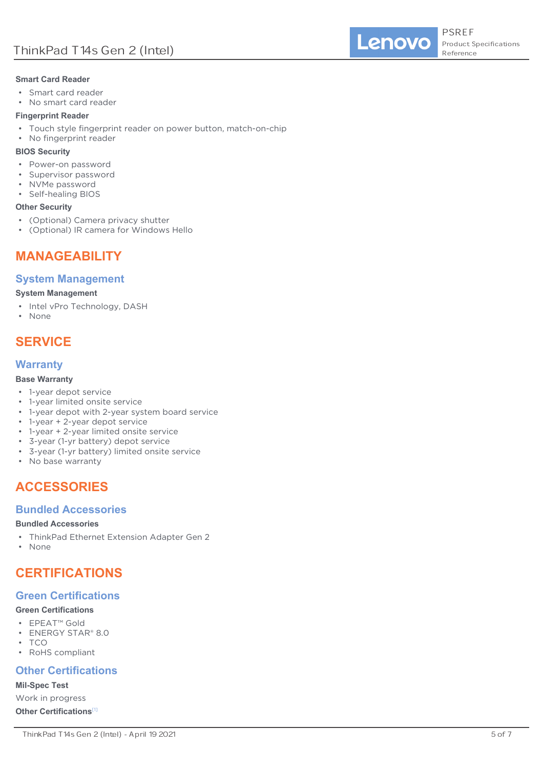**Smart Card Reader**

- Smart card reader
- No smart card reader

**Fingerprint Reader**

- Touch style fingerprint reader on power button, match-on-chip
- No fingerprint reader

**BIOS Security**

- Power-on password
- Supervisor password
- NVMe password
- Self-healing BIOS

**Other Security**

- (Optional) Camera privacy shutter
- (Optional) IR camera for Windows Hello

# MANAGEABILITY

## System Management

**System Management**

- Intel vPro Technology, DASH
- None

# SERVICE

## Warranty

**Base Warranty**

- 1-year depot service
- 1-year limited onsite service
- 1-year depot with 2-year system board service
- 1-year + 2-year depot service
- 1-year + 2-year limited onsite service
- 3-year (1-yr battery) depot service
- 3-year (1-yr battery) limited onsite service
- No base warranty

# ACCESSORIES

## Bundled Accessories

**Bundled Accessories**

- ThinkPad Ethernet Extension Adapter Gen 2
- None

# CERTIFICATIONS

## Green Certifications

**Green Certifications**

- EPEAT™ Gold
- ENERGY STAR® 8.0
- TCO
- RoHS compliant

## Other Certifications

**Mil-Spec Test**

Work in progress

**Other Certifications**[1]